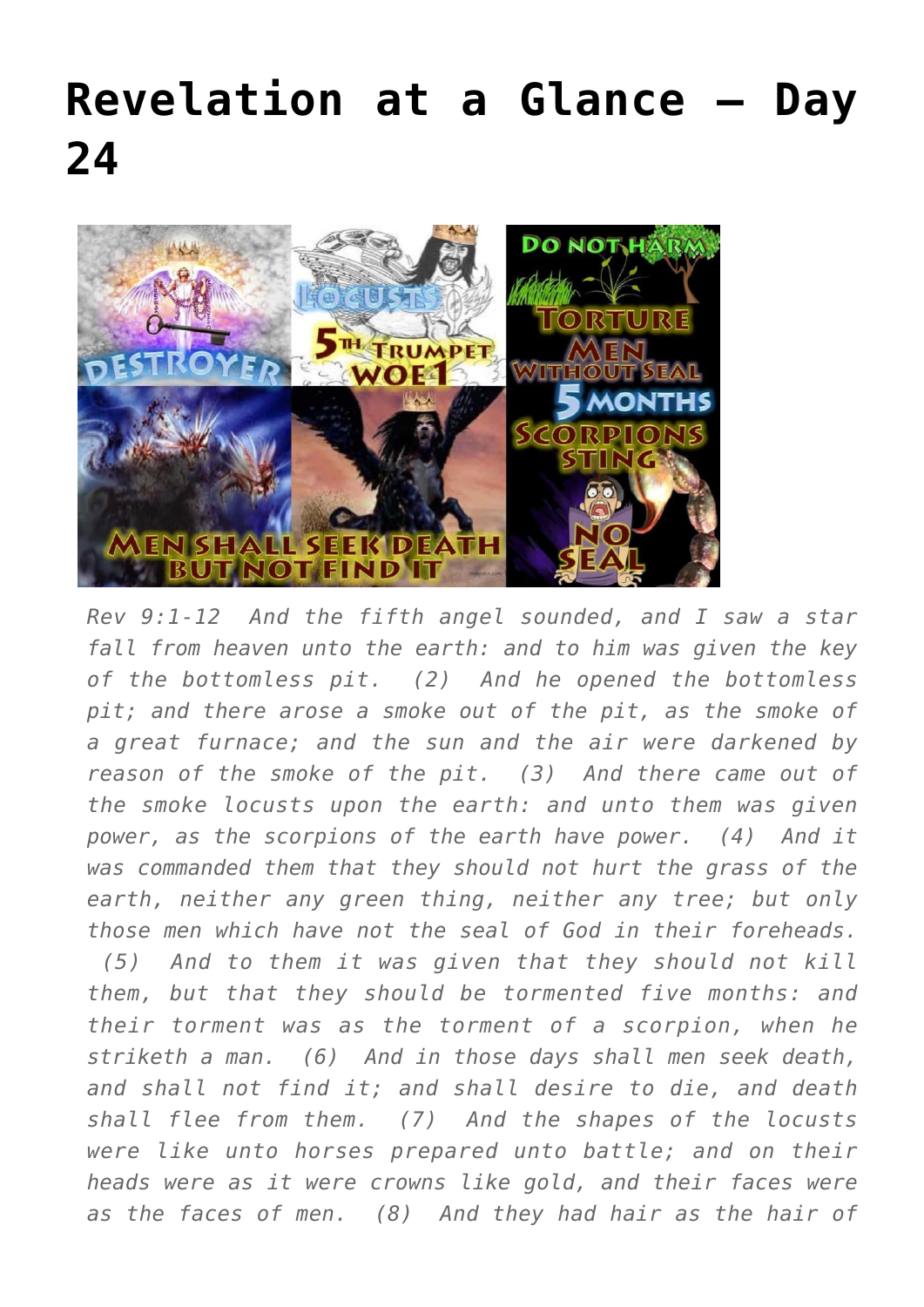# Revelation at a Glance – Day 24

*Rev 9:1-12 And the fifth angel sounded, and I saw a star fall from heaven unto the earth: and to him was given the key of the bottomless pit. (2) And he opened the bottomless pit; and there arose a smoke out of the pit, as the smoke of a great furnace; and the sun and the air were darkened by reason of the smoke of the pit. (3) And there came out of the smoke locusts upon the earth: and unto them was given power, as the scorpions of the earth have power. (4) And it was commanded them that they should not hurt the grass of the earth, neither any green thing, neither any tree; but only those men which have not the seal of God in their foreheads. (5) And to them it was given that they should not kill them, but that they should be tormented five months: and their torment was as the torment of a scorpion, when he striketh a man. (6) And in those days shall men seek death, and shall not find it; and shall desire to die, and death shall flee from them. (7) And the shapes of the locusts were like unto horses prepared unto battle; and on their heads were as it were crowns like gold, and their faces were as the faces of men. (8) And they had hair as the hair of*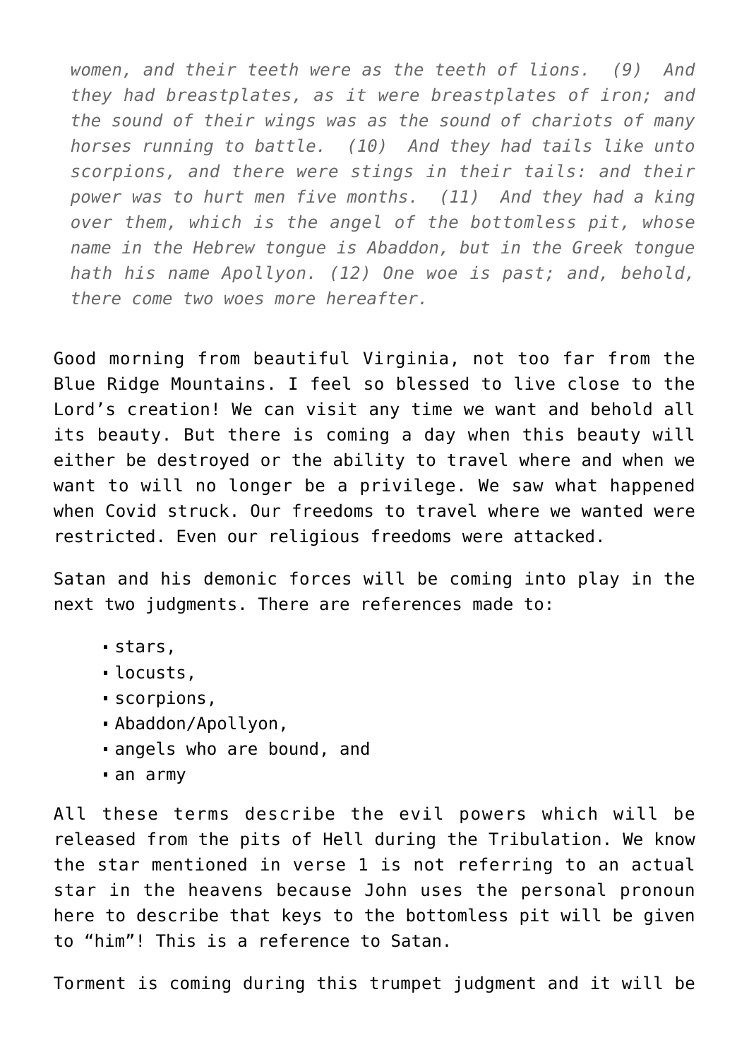> *women, and their teeth were as the teeth of lions. (9) And they had breastplates, as it were breastplates of iron; and the sound of their wings was as the sound of chariots of many horses running to battle. (10) And they had tails like unto scorpions, and there were stings in their tails: and their power was to hurt men five months. (11) And they had a king over them, which is the angel of the bottomless pit, whose name in the Hebrew tongue is Abaddon, but in the Greek tongue hath his name Apollyon. (12) One woe is past; and, behold, there come two woes more hereafter.*

Good morning from beautiful Virginia, not too far from the Blue Ridge Mountains. I feel so blessed to live close to the Lord's creation! We can visit any time we want and behold all its beauty. But there is coming a day when this beauty will either be destroyed or the ability to travel where and when we want to will no longer be a privilege. We saw what happened when Covid struck. Our freedoms to travel where we wanted were restricted. Even our religious freedoms were attacked.

Satan and his demonic forces will be coming into play in the next two judgments. There are references made to:

- stars,
- locusts,
- scorpions,
- Abaddon/Apollyon,
- angels who are bound, and
- an army

All these terms describe the evil powers which will be released from the pits of Hell during the Tribulation. We know the star mentioned in verse 1 is not referring to an actual star in the heavens because John uses the personal pronoun here to describe that keys to the bottomless pit will be given to "him"! This is a reference to Satan.

Torment is coming during this trumpet judgment and it will be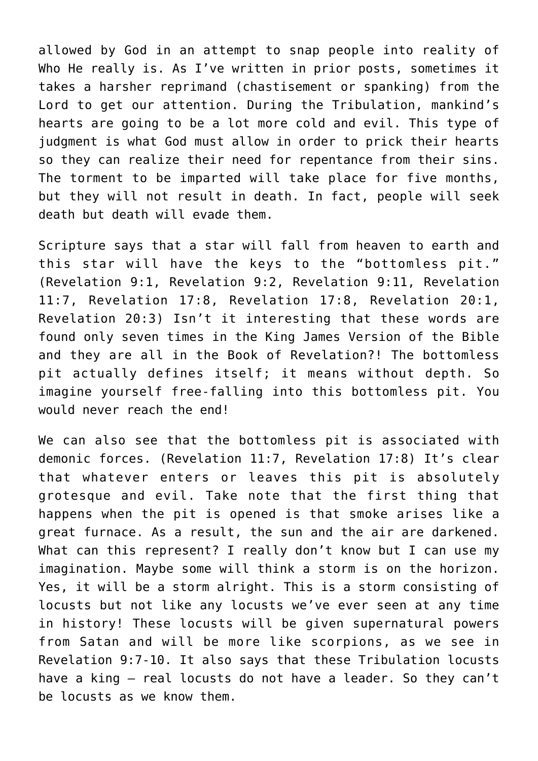allowed by God in an attempt to snap people into reality of Who He really is. As I've written in prior posts, sometimes it takes a harsher reprimand (chastisement or spanking) from the Lord to get our attention. During the Tribulation, mankind's hearts are going to be a lot more cold and evil. This type of judgment is what God must allow in order to prick their hearts so they can realize their need for repentance from their sins. The torment to be imparted will take place for five months, but they will not result in death. In fact, people will seek death but death will evade them.

Scripture says that a star will fall from heaven to earth and this star will have the keys to the "bottomless pit." (Revelation 9:1, Revelation 9:2, Revelation 9:11, Revelation 11:7, Revelation 17:8, Revelation 17:8, Revelation 20:1, Revelation 20:3) Isn't it interesting that these words are found only seven times in the King James Version of the Bible and they are all in the Book of Revelation?! The bottomless pit actually defines itself; it means without depth. So imagine yourself free-falling into this bottomless pit. You would never reach the end!

We can also see that the bottomless pit is associated with demonic forces. (Revelation 11:7, Revelation 17:8) It's clear that whatever enters or leaves this pit is absolutely grotesque and evil. Take note that the first thing that happens when the pit is opened is that smoke arises like a great furnace. As a result, the sun and the air are darkened. What can this represent? I really don't know but I can use my imagination. Maybe some will think a storm is on the horizon. Yes, it will be a storm alright. This is a storm consisting of locusts but not like any locusts we've ever seen at any time in history! These locusts will be given supernatural powers from Satan and will be more like scorpions, as we see in Revelation 9:7-10. It also says that these Tribulation locusts have a king – real locusts do not have a leader. So they can't be locusts as we know them.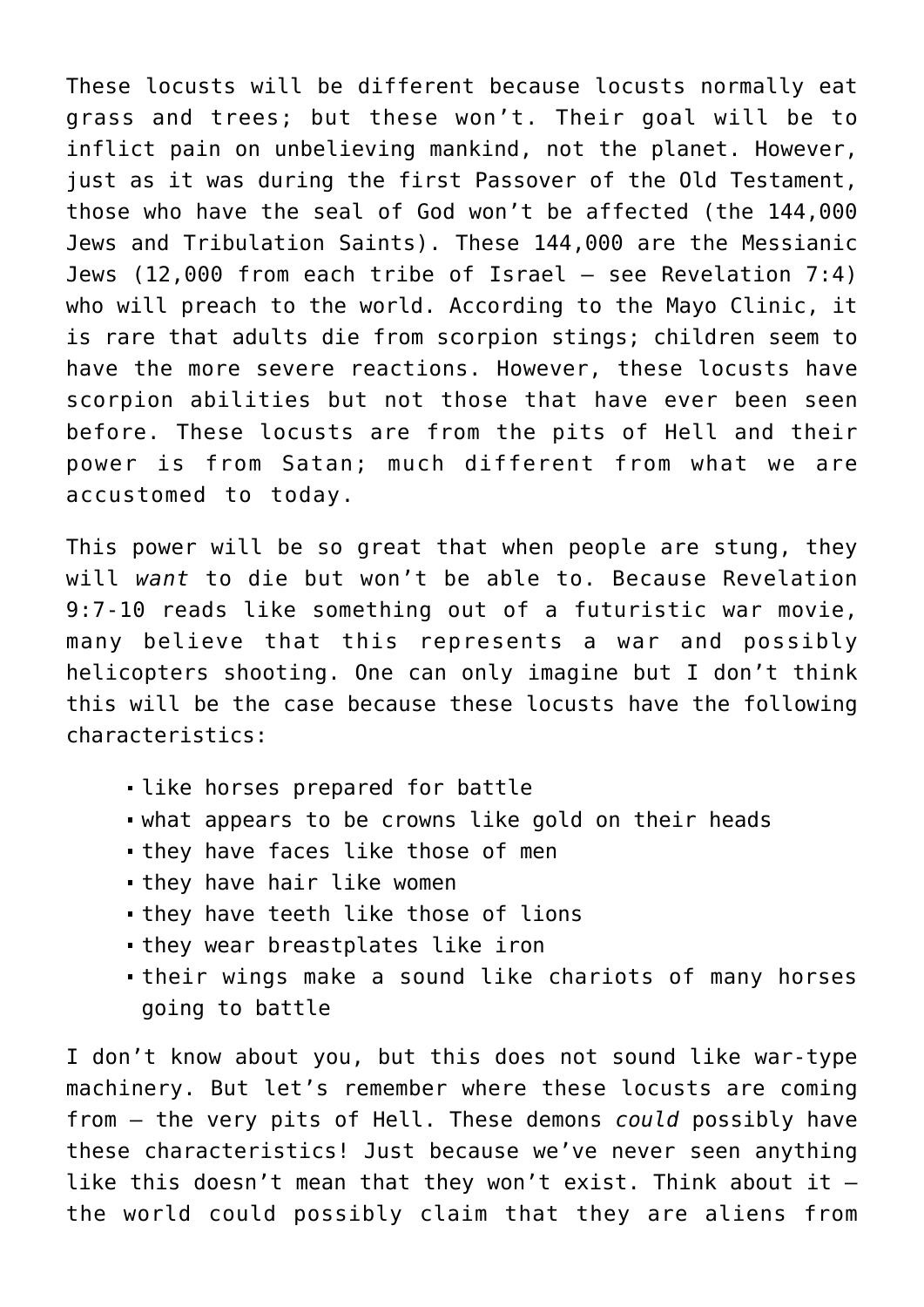These locusts will be different because locusts normally eat grass and trees; but these won't. Their goal will be to inflict pain on unbelieving mankind, not the planet. However, just as it was during the first Passover of the Old Testament, those who have the seal of God won't be affected (the 144,000 Jews and Tribulation Saints). These 144,000 are the Messianic Jews (12,000 from each tribe of Israel – see Revelation 7:4) who will preach to the world. According to the Mayo Clinic, it is rare that adults die from scorpion stings; children seem to have the more severe reactions. However, these locusts have scorpion abilities but not those that have ever been seen before. These locusts are from the pits of Hell and their power is from Satan; much different from what we are accustomed to today.

This power will be so great that when people are stung, they will *want* to die but won't be able to. Because Revelation 9:7-10 reads like something out of a futuristic war movie, many believe that this represents a war and possibly helicopters shooting. One can only imagine but I don't think this will be the case because these locusts have the following characteristics:

- like horses prepared for battle
- what appears to be crowns like gold on their heads
- they have faces like those of men
- they have hair like women
- they have teeth like those of lions
- they wear breastplates like iron
- their wings make a sound like chariots of many horses going to battle

I don't know about you, but this does not sound like war-type machinery. But let's remember where these locusts are coming from – the very pits of Hell. These demons *could* possibly have these characteristics! Just because we've never seen anything like this doesn't mean that they won't exist. Think about it – the world could possibly claim that they are aliens from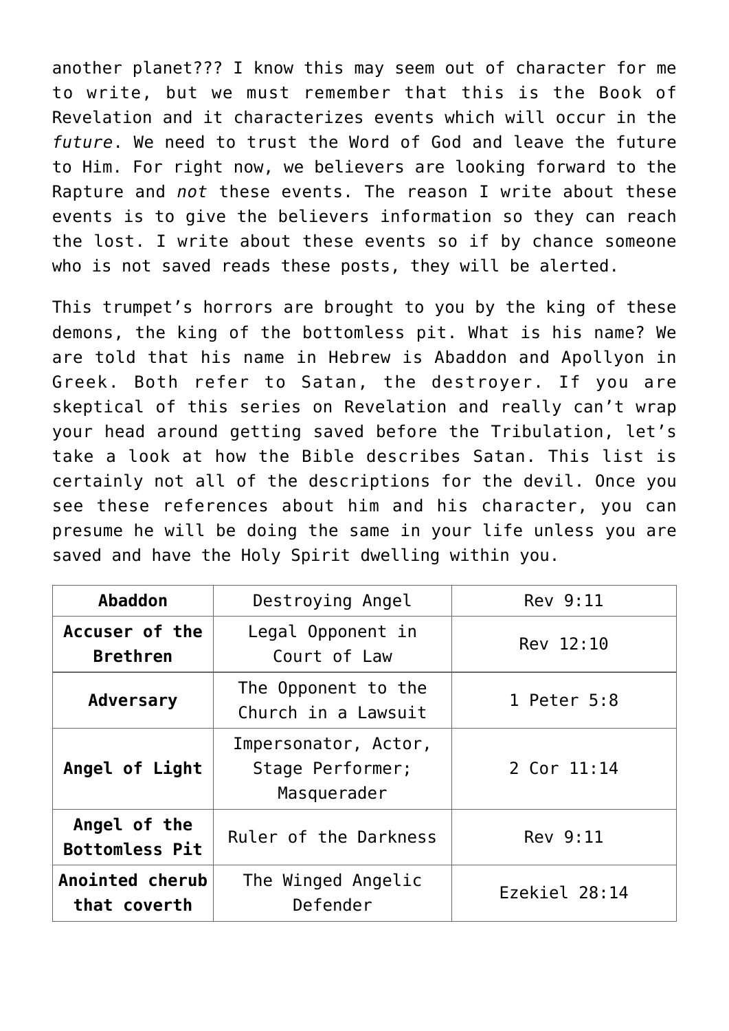another planet??? I know this may seem out of character for me to write, but we must remember that this is the Book of Revelation and it characterizes events which will occur in the *future*. We need to trust the Word of God and leave the future to Him. For right now, we believers are looking forward to the Rapture and *not* these events. The reason I write about these events is to give the believers information so they can reach the lost. I write about these events so if by chance someone who is not saved reads these posts, they will be alerted.

This trumpet's horrors are brought to you by the king of these demons, the king of the bottomless pit. What is his name? We are told that his name in Hebrew is Abaddon and Apollyon in Greek. Both refer to Satan, the destroyer. If you are skeptical of this series on Revelation and really can't wrap your head around getting saved before the Tribulation, let's take a look at how the Bible describes Satan. This list is certainly not all of the descriptions for the devil. Once you see these references about him and his character, you can presume he will be doing the same in your life unless you are saved and have the Holy Spirit dwelling within you.

| **Abaddon** | Destroying Angel | Rev 9:11 |
|---|---|---|
| **Accuser of the Brethren** | Legal Opponent in Court of Law | Rev 12:10 |
| **Adversary** | The Opponent to the Church in a Lawsuit | 1 Peter 5:8 |
| **Angel of Light** | Impersonator, Actor, Stage Performer; Masquerader | 2 Cor 11:14 |
| **Angel of the Bottomless Pit** | Ruler of the Darkness | Rev 9:11 |
| **Anointed cherub that coverth** | The Winged Angelic Defender | Ezekiel 28:14 |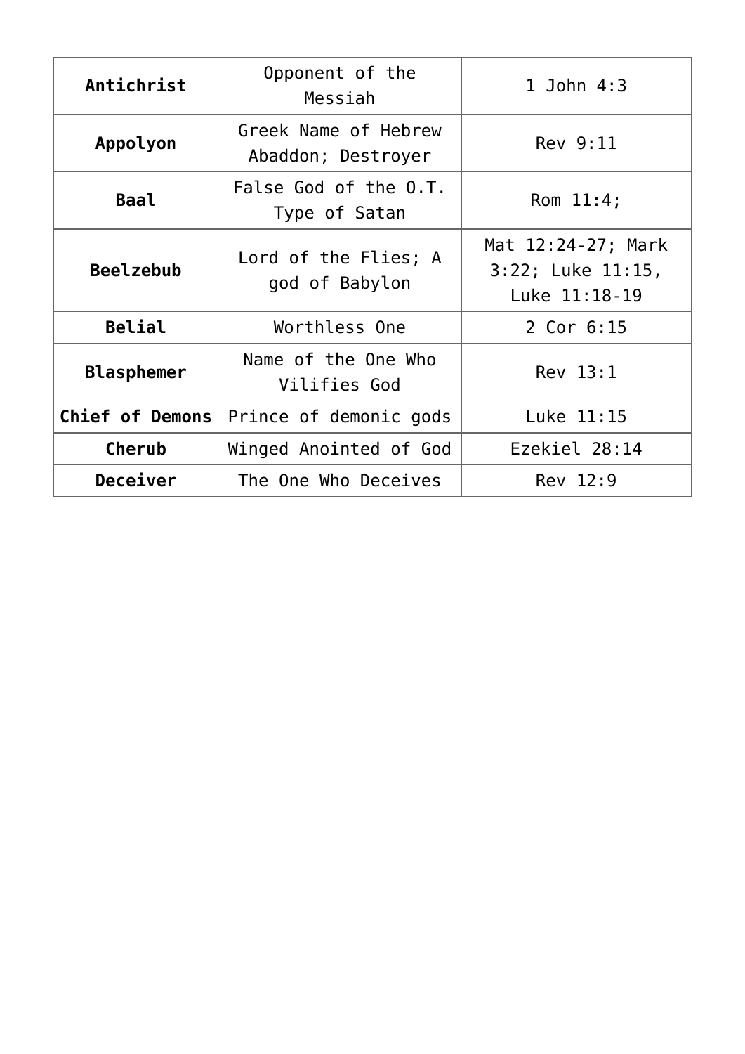| **Antichrist** | Opponent of the Messiah | 1 John 4:3 |
|---|---|---|
| **Appolyon** | Greek Name of Hebrew Abaddon; Destroyer | Rev 9:11 |
| **Baal** | False God of the O.T. Type of Satan | Rom 11:4; |
| **Beelzebub** | Lord of the Flies; A god of Babylon | Mat 12:24-27; Mark 3:22; Luke 11:15, Luke 11:18-19 |
| **Belial** | Worthless One | 2 Cor 6:15 |
| **Blasphemer** | Name of the One Who Vilifies God | Rev 13:1 |
| **Chief of Demons** | Prince of demonic gods | Luke 11:15 |
| **Cherub** | Winged Anointed of God | Ezekiel 28:14 |
| **Deceiver** | The One Who Deceives | Rev 12:9 |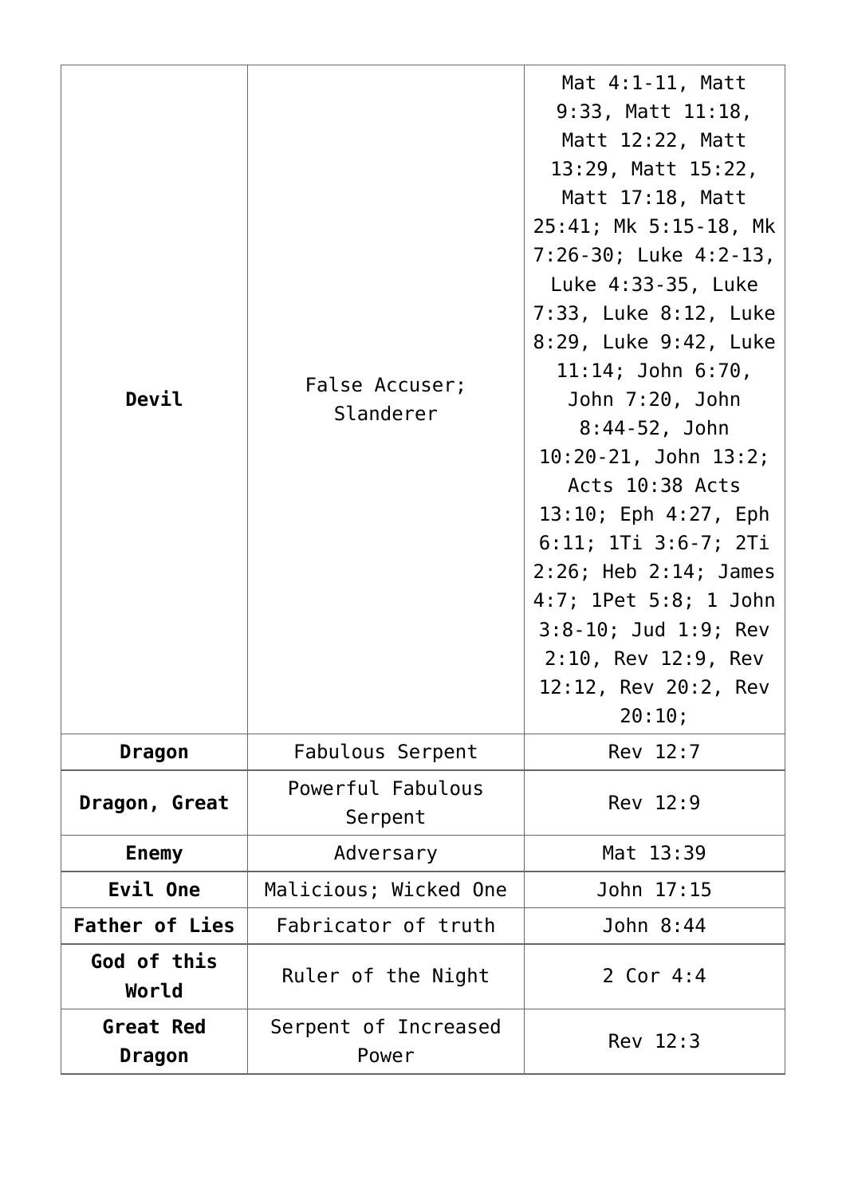| **Devil** | False Accuser; Slanderer | Mat 4:1-11, Matt 9:33, Matt 11:18, Matt 12:22, Matt 13:29, Matt 15:22, Matt 17:18, Matt 25:41; Mk 5:15-18, Mk 7:26-30; Luke 4:2-13, Luke 4:33-35, Luke 7:33, Luke 8:12, Luke 8:29, Luke 9:42, Luke 11:14; John 6:70, John 7:20, John 8:44-52, John 10:20-21, John 13:2; Acts 10:38 Acts 13:10; Eph 4:27, Eph 6:11; 1Ti 3:6-7; 2Ti 2:26; Heb 2:14; James 4:7; 1Pet 5:8; 1 John 3:8-10; Jud 1:9; Rev 2:10, Rev 12:9, Rev 12:12, Rev 20:2, Rev 20:10; |
|---|---|---|
| **Dragon** | Fabulous Serpent | Rev 12:7 |
| **Dragon, Great** | Powerful Fabulous Serpent | Rev 12:9 |
| **Enemy** | Adversary | Mat 13:39 |
| **Evil One** | Malicious; Wicked One | John 17:15 |
| **Father of Lies** | Fabricator of truth | John 8:44 |
| **God of this World** | Ruler of the Night | 2 Cor 4:4 |
| **Great Red Dragon** | Serpent of Increased Power | Rev 12:3 |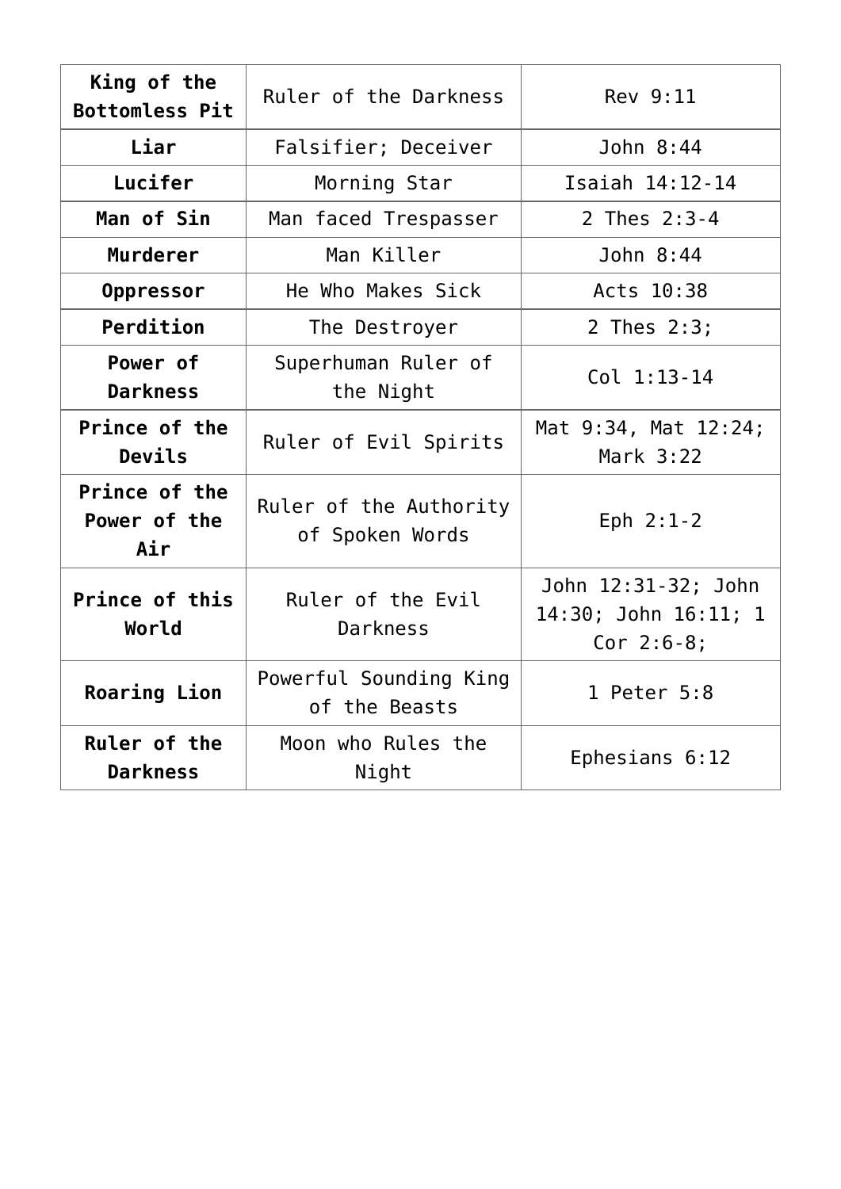| **King of the Bottomless Pit** | Ruler of the Darkness | Rev 9:11 |
|---|---|---|
| **Liar** | Falsifier; Deceiver | John 8:44 |
| **Lucifer** | Morning Star | Isaiah 14:12-14 |
| **Man of Sin** | Man faced Trespasser | 2 Thes 2:3-4 |
| **Murderer** | Man Killer | John 8:44 |
| **Oppressor** | He Who Makes Sick | Acts 10:38 |
| **Perdition** | The Destroyer | 2 Thes 2:3; |
| **Power of Darkness** | Superhuman Ruler of the Night | Col 1:13-14 |
| **Prince of the Devils** | Ruler of Evil Spirits | Mat 9:34, Mat 12:24; Mark 3:22 |
| **Prince of the Power of the Air** | Ruler of the Authority of Spoken Words | Eph 2:1-2 |
| **Prince of this World** | Ruler of the Evil Darkness | John 12:31-32; John 14:30; John 16:11; 1 Cor 2:6-8; |
| **Roaring Lion** | Powerful Sounding King of the Beasts | 1 Peter 5:8 |
| **Ruler of the Darkness** | Moon who Rules the Night | Ephesians 6:12 |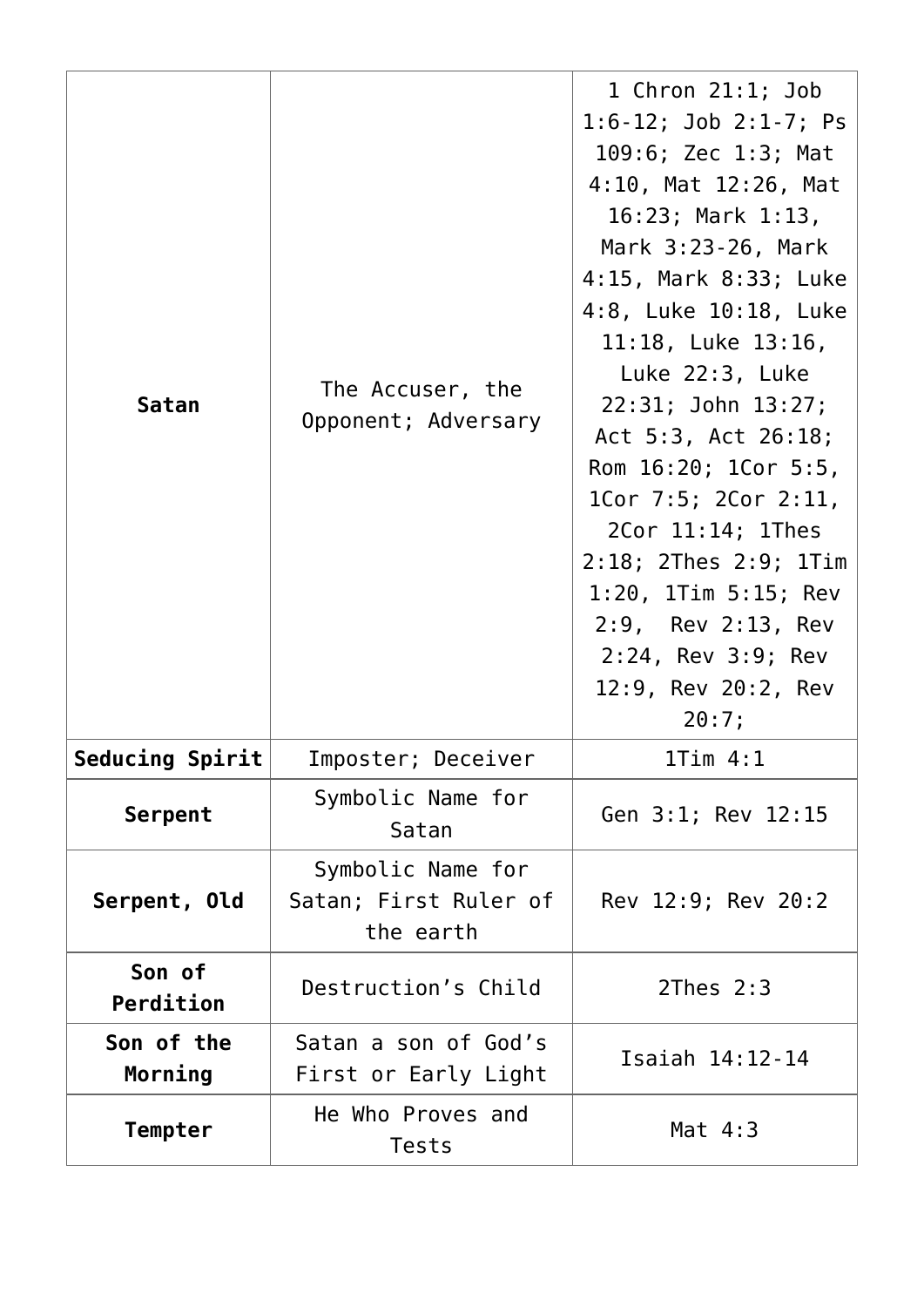| **Satan** | The Accuser, the Opponent; Adversary | 1 Chron 21:1; Job 1:6-12; Job 2:1-7; Ps 109:6; Zec 1:3; Mat 4:10, Mat 12:26, Mat 16:23; Mark 1:13, Mark 3:23-26, Mark 4:15, Mark 8:33; Luke 4:8, Luke 10:18, Luke 11:18, Luke 13:16, Luke 22:3, Luke 22:31; John 13:27; Act 5:3, Act 26:18; Rom 16:20; 1Cor 5:5, 1Cor 7:5; 2Cor 2:11, 2Cor 11:14; 1Thes 2:18; 2Thes 2:9; 1Tim 1:20, 1Tim 5:15; Rev 2:9, Rev 2:13, Rev 2:24, Rev 3:9; Rev 12:9, Rev 20:2, Rev 20:7; |
|---|---|---|
| **Seducing Spirit** | Imposter; Deceiver | 1Tim 4:1 |
| **Serpent** | Symbolic Name for Satan | Gen 3:1; Rev 12:15 |
| **Serpent, Old** | Symbolic Name for Satan; First Ruler of the earth | Rev 12:9; Rev 20:2 |
| **Son of Perdition** | Destruction's Child | 2Thes 2:3 |
| **Son of the Morning** | Satan a son of God's First or Early Light | Isaiah 14:12-14 |
| **Tempter** | He Who Proves and Tests | Mat 4:3 |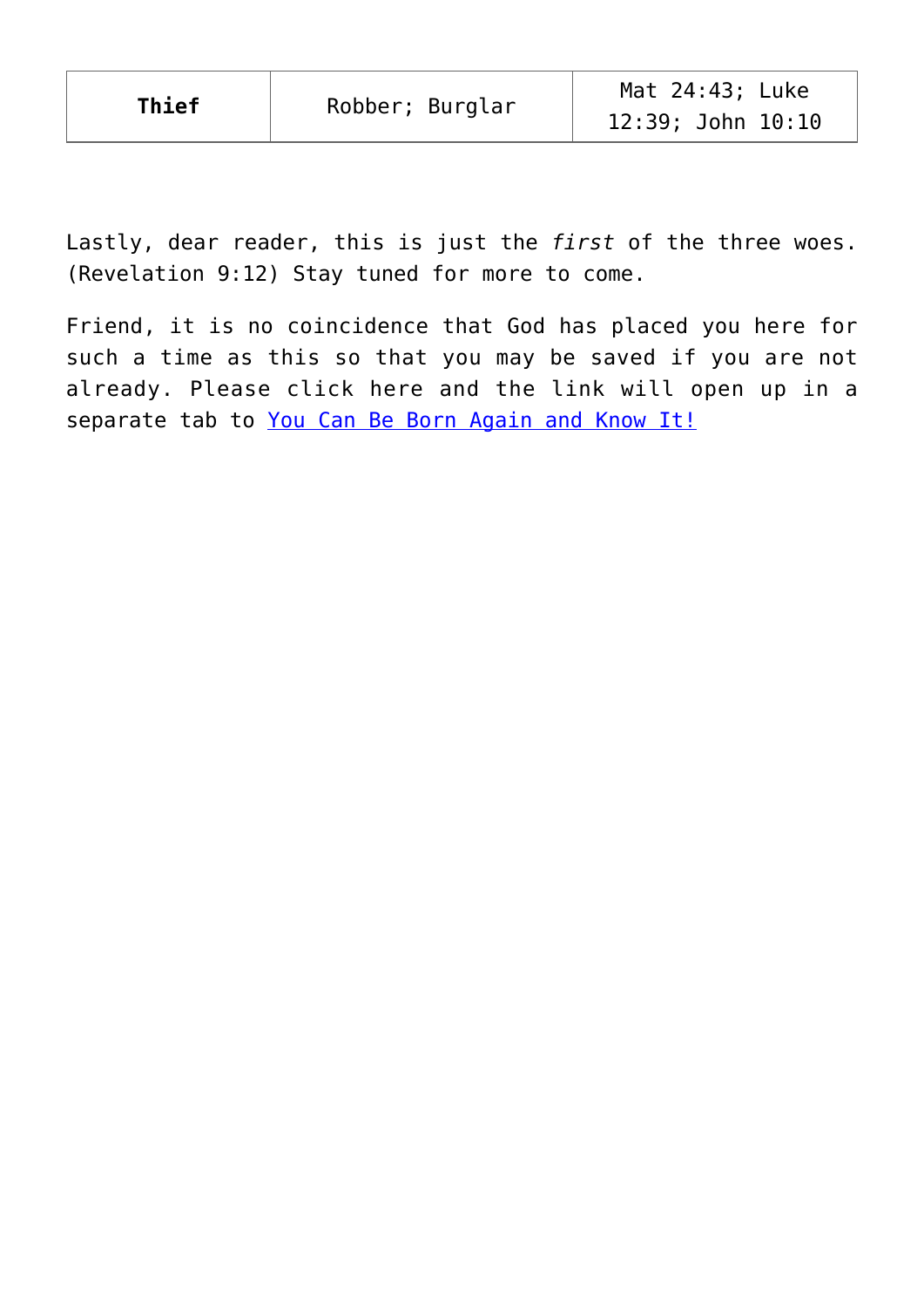| | | |
|---|---|---|
| **Thief** | Robber; Burglar | Mat 24:43; Luke 12:39; John 10:10 |

Lastly, dear reader, this is just the *first* of the three woes. (Revelation 9:12) Stay tuned for more to come.

Friend, it is no coincidence that God has placed you here for such a time as this so that you may be saved if you are not already. Please click here and the link will open up in a separate tab to [You Can Be Born Again and Know It!]()